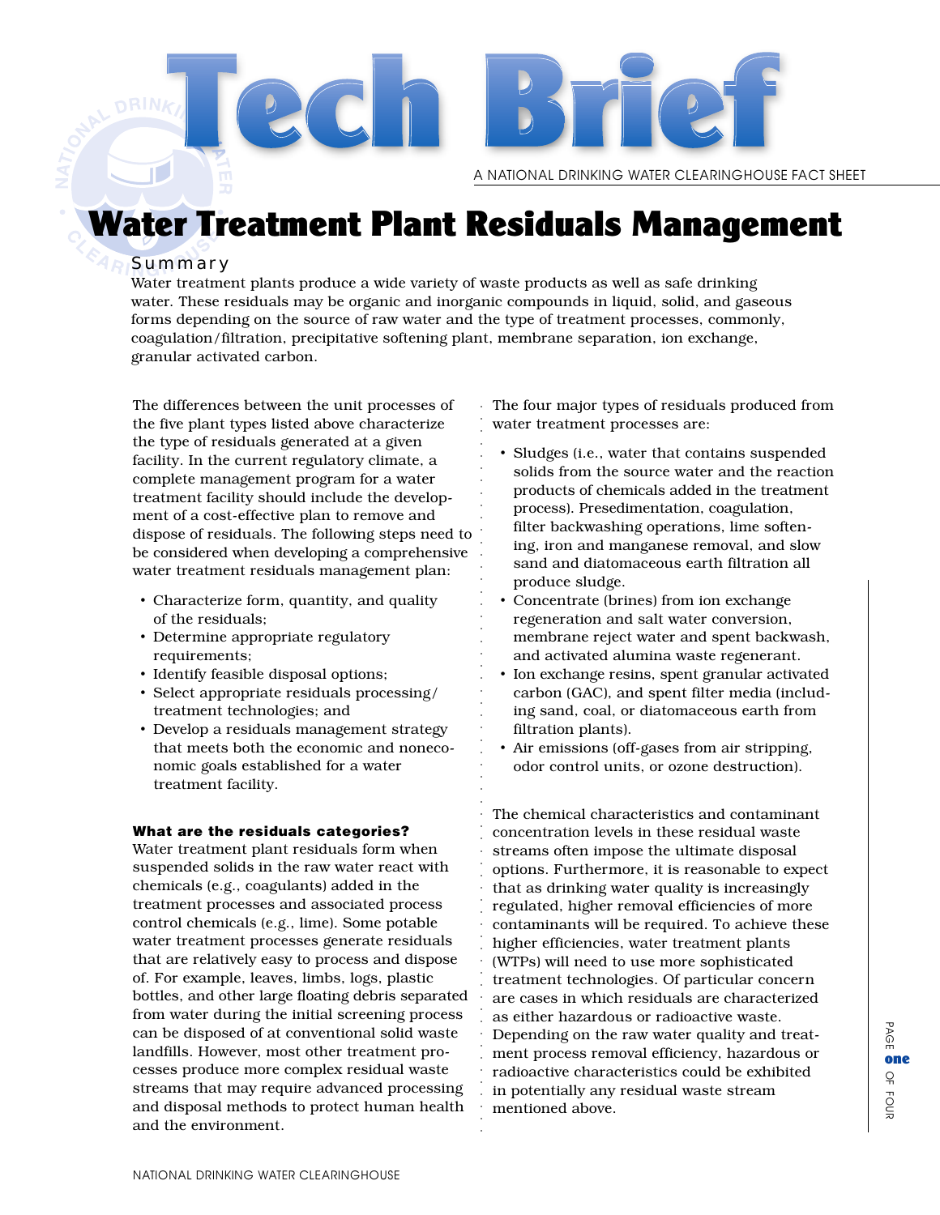# Tech Brief

A NATIONAL DRINKING WATER CLEARINGHOUSE FACT SHEET

## Water Treatment Plant Residuals Management

### Summary

Water treatment plants produce a wide variety of waste products as well as safe drinking water. These residuals may be organic and inorganic compounds in liquid, solid, and gaseous forms depending on the source of raw water and the type of treatment processes, commonly, coagulation/filtration, precipitative softening plant, membrane separation, ion exchange, granular activated carbon.

The differences between the unit processes of the five plant types listed above characterize the type of residuals generated at a given facility. In the current regulatory climate, a complete management program for a water treatment facility should include the development of a cost-effective plan to remove and dispose of residuals. The following steps need to be considered when developing a comprehensive water treatment residuals management plan:

- Characterize form, quantity, and quality of the residuals;
- Determine appropriate regulatory requirements;
- Identify feasible disposal options;
- Select appropriate residuals processing/treatment technologies; and
- Develop a residuals management strategy that meets both the economic and noneconomic goals established for a water treatment facility.

#### What are the residuals categories?

Water treatment plant residuals form when suspended solids in the raw water react with chemicals (e.g., coagulants) added in the treatment processes and associated process control chemicals (e.g., lime). Some potable water treatment processes generate residuals that are relatively easy to process and dispose of. For example, leaves, limbs, logs, plastic bottles, and other large floating debris separated from water during the initial screening process can be disposed of at conventional solid waste landfills. However, most other treatment processes produce more complex residual waste streams that may require advanced processing and disposal methods to protect human health and the environment.

The four major types of residuals produced from water treatment processes are:

- Sludges (i.e., water that contains suspended solids from the source water and the reaction products of chemicals added in the treatment process). Presedimentation, coagulation, filter backwashing operations, lime softening, iron and manganese removal, and slow sand and diatomaceous earth filtration all produce sludge.
- Concentrate (brines) from ion exchange regeneration and salt water conversion, membrane reject water and spent backwash, and activated alumina waste regenerant.
- Ion exchange resins, spent granular activated carbon (GAC), and spent filter media (including sand, coal, or diatomaceous earth from filtration plants).
- Air emissions (off-gases from air stripping, odor control units, or ozone destruction).

The chemical characteristics and contaminant concentration levels in these residual waste streams often impose the ultimate disposal options. Furthermore, it is reasonable to expect that as drinking water quality is increasingly regulated, higher removal efficiencies of more contaminants will be required. To achieve these higher efficiencies, water treatment plants (WTPs) will need to use more sophisticated treatment technologies. Of particular concern are cases in which residuals are characterized as either hazardous or radioactive waste. Depending on the raw water quality and treatment process removal efficiency, hazardous or radioactive characteristics could be exhibited in potentially any residual waste stream mentioned above.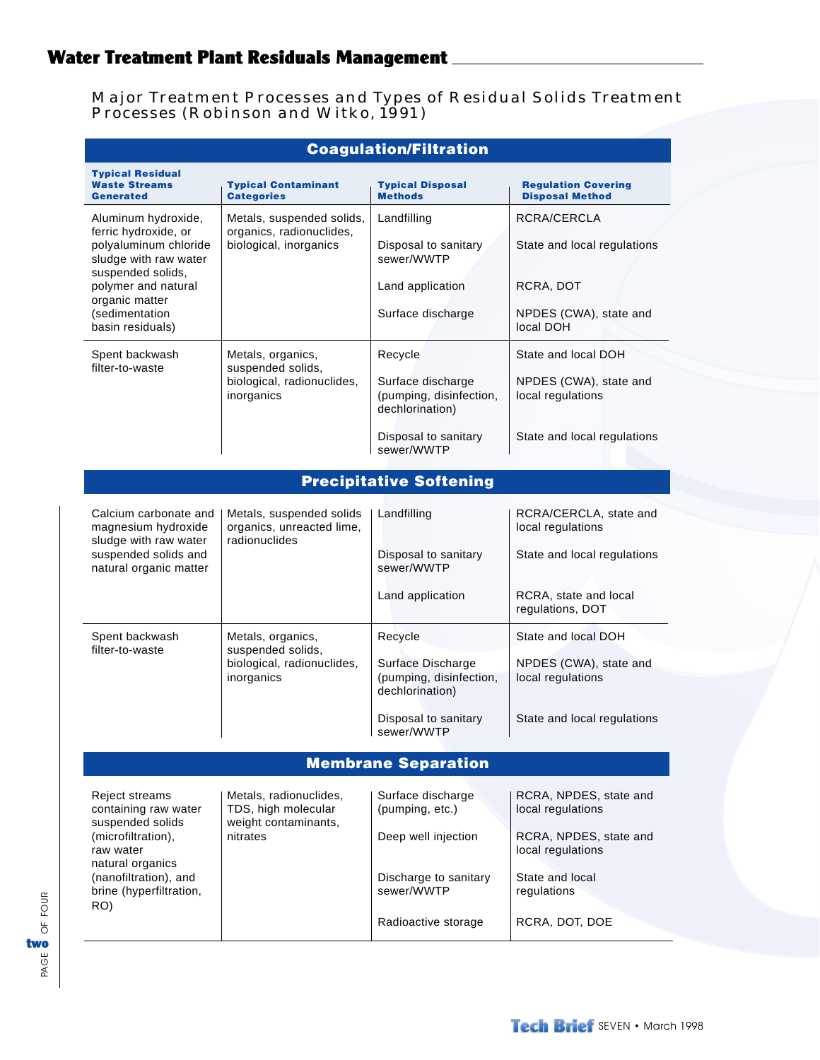## Major Treatment Processes and Types of Residual Solids Treatment Processes (Robinson and Witko, 1991)

| Typical Residual Waste Streams Generated | Typical Contaminant Categories | Typical Disposal Methods | Regulation Covering Disposal Method |
|---|---|---|---|
| **Coagulation/Filtration** | | | |
| Aluminum hydroxide, ferric hydroxide, or polyaluminum chloride sludge with raw water suspended solids, polymer and natural organic matter (sedimentation basin residuals) | Metals, suspended solids, organics, radionuclides, biological, inorganics | Landfilling | RCRA/CERCLA |
| | | Disposal to sanitary sewer/WWTP | State and local regulations |
| | | Land application | RCRA, DOT |
| | | Surface discharge | NPDES (CWA), state and local DOH |
| Spent backwash filter-to-waste | Metals, organics, suspended solids, biological, radionuclides, inorganics | Recycle | State and local DOH |
| | | Surface discharge (pumping, disinfection, dechlorination) | NPDES (CWA), state and local regulations |
| | | Disposal to sanitary sewer/WWTP | State and local regulations |
| **Precipitative Softening** | | | |
| Calcium carbonate and magnesium hydroxide sludge with raw water suspended solids and natural organic matter | Metals, suspended solids organics, unreacted lime, radionuclides | Landfilling | RCRA/CERCLA, state and local regulations |
| | | Disposal to sanitary sewer/WWTP | State and local regulations |
| | | Land application | RCRA, state and local regulations, DOT |
| Spent backwash filter-to-waste | Metals, organics, suspended solids, biological, radionuclides, inorganics | Recycle | State and local DOH |
| | | Surface Discharge (pumping, disinfection, dechlorination) | NPDES (CWA), state and local regulations |
| | | Disposal to sanitary sewer/WWTP | State and local regulations |
| **Membrane Separation** | | | |
| Reject streams containing raw water suspended solids (microfiltration), raw water natural organics (nanofiltration), and brine (hyperfiltration, RO) | Metals, radionuclides, TDS, high molecular weight contaminants, nitrates | Surface discharge (pumping, etc.) | RCRA, NPDES, state and local regulations |
| | | Deep well injection | RCRA, NPDES, state and local regulations |
| | | Discharge to sanitary sewer/WWTP | State and local regulations |
| | | Radioactive storage | RCRA, DOT, DOE |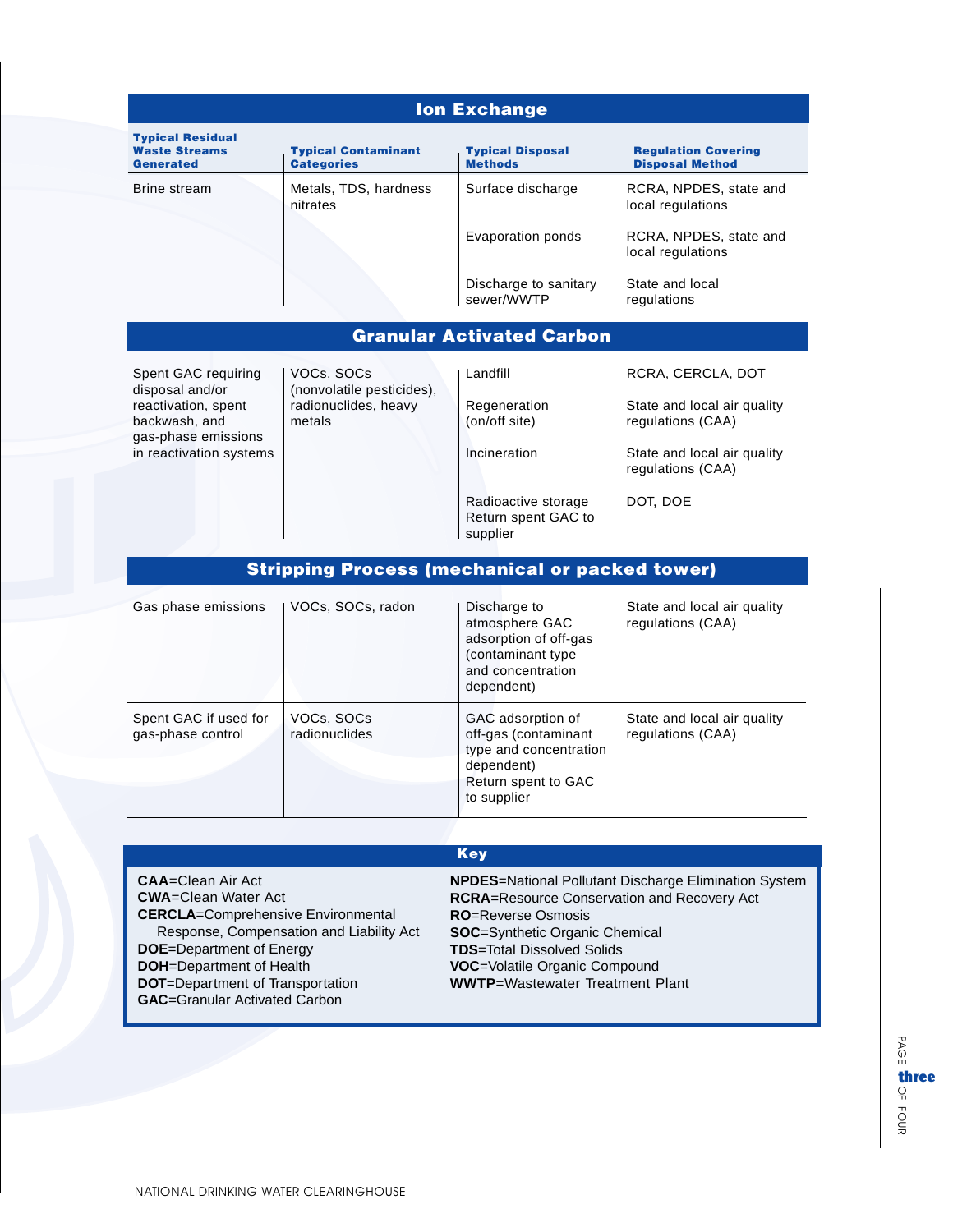## Ion Exchange

| Typical Residual Waste Streams Generated | Typical Contaminant Categories | Typical Disposal Methods | Regulation Covering Disposal Method |
|---|---|---|---|
| Brine stream | Metals, TDS, hardness nitrates | Surface discharge | RCRA, NPDES, state and local regulations |
| | | Evaporation ponds | RCRA, NPDES, state and local regulations |
| | | Discharge to sanitary sewer/WWTP | State and local regulations |

## Granular Activated Carbon

| Typical Residual Waste Streams Generated | Typical Contaminant Categories | Typical Disposal Methods | Regulation Covering Disposal Method |
|---|---|---|---|
| Spent GAC requiring disposal and/or reactivation, spent backwash, and gas-phase emissions in reactivation systems | VOCs, SOCs (nonvolatile pesticides), radionuclides, heavy metals | Landfill | RCRA, CERCLA, DOT |
| | | Regeneration (on/off site) | State and local air quality regulations (CAA) |
| | | Incineration | State and local air quality regulations (CAA) |
| | | Radioactive storage Return spent GAC to supplier | DOT, DOE |

## Stripping Process (mechanical or packed tower)

| Typical Residual Waste Streams Generated | Typical Contaminant Categories | Typical Disposal Methods | Regulation Covering Disposal Method |
|---|---|---|---|
| Gas phase emissions | VOCs, SOCs, radon | Discharge to atmosphere GAC adsorption of off-gas (contaminant type and concentration dependent) | State and local air quality regulations (CAA) |
| Spent GAC if used for gas-phase control | VOCs, SOCs radionuclides | GAC adsorption of off-gas (contaminant type and concentration dependent) Return spent to GAC to supplier | State and local air quality regulations (CAA) |

## Key

**CAA**=Clean Air Act
**CWA**=Clean Water Act
**CERCLA**=Comprehensive Environmental Response, Compensation and Liability Act
**DOE**=Department of Energy
**DOH**=Department of Health
**DOT**=Department of Transportation
**GAC**=Granular Activated Carbon
**NPDES**=National Pollutant Discharge Elimination System
**RCRA**=Resource Conservation and Recovery Act
**RO**=Reverse Osmosis
**SOC**=Synthetic Organic Chemical
**TDS**=Total Dissolved Solids
**VOC**=Volatile Organic Compound
**WWTP**=Wastewater Treatment Plant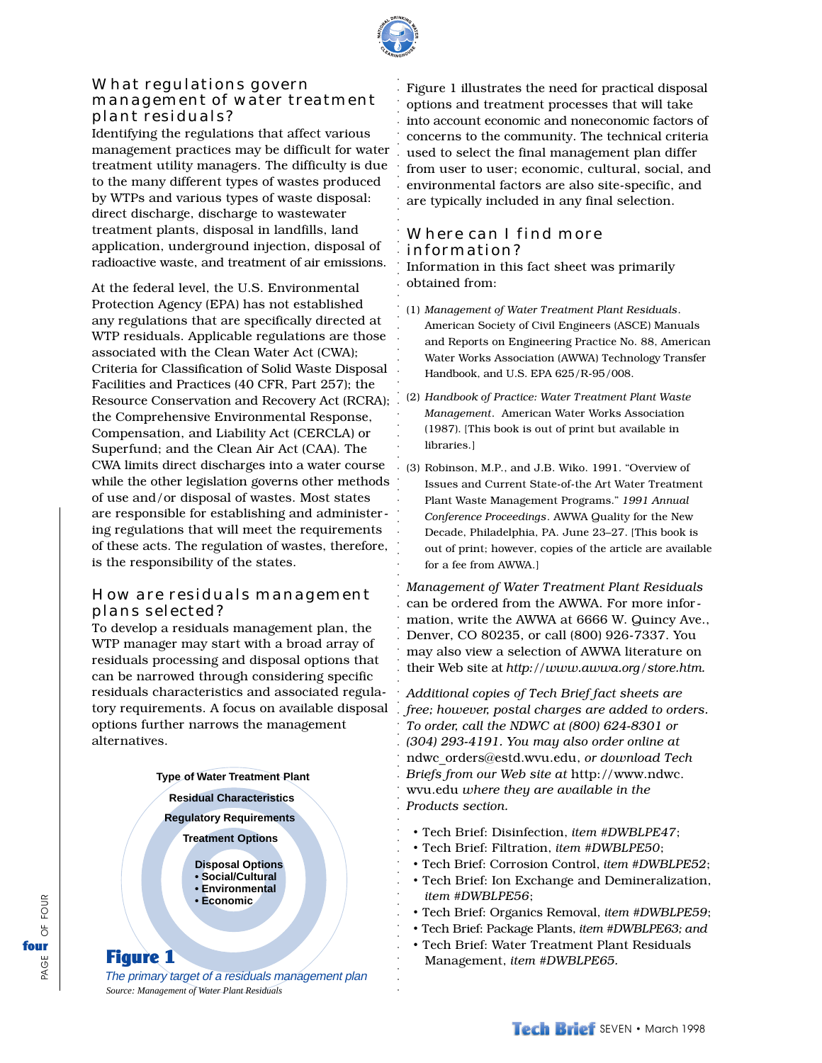## What regulations govern management of water treatment plant residuals?

Identifying the regulations that affect various management practices may be difficult for water treatment utility managers. The difficulty is due to the many different types of wastes produced by WTPs and various types of waste disposal: direct discharge, discharge to wastewater treatment plants, disposal in landfills, land application, underground injection, disposal of radioactive waste, and treatment of air emissions.

At the federal level, the U.S. Environmental Protection Agency (EPA) has not established any regulations that are specifically directed at WTP residuals. Applicable regulations are those associated with the Clean Water Act (CWA); Criteria for Classification of Solid Waste Disposal Facilities and Practices (40 CFR, Part 257); the Resource Conservation and Recovery Act (RCRA); the Comprehensive Environmental Response, Compensation, and Liability Act (CERCLA) or Superfund; and the Clean Air Act (CAA). The CWA limits direct discharges into a water course while the other legislation governs other methods of use and/or disposal of wastes. Most states are responsible for establishing and administering regulations that will meet the requirements of these acts. The regulation of wastes, therefore, is the responsibility of the states.

## How are residuals management plans selected?

To develop a residuals management plan, the WTP manager may start with a broad array of residuals processing and disposal options that can be narrowed through considering specific residuals characteristics and associated regulatory requirements. A focus on available disposal options further narrows the management alternatives.

Type of Water Treatment Plant
Residual Characteristics
Regulatory Requirements
Treatment Options
Disposal Options
• Social/Cultural
• Environmental
• Economic

**Figure 1**

*The primary target of a residuals management plan*

*Source: Management of Water Plant Residuals*

Figure 1 illustrates the need for practical disposal options and treatment processes that will take into account economic and noneconomic factors of concerns to the community. The technical criteria used to select the final management plan differ from user to user; economic, cultural, social, and environmental factors are also site-specific, and are typically included in any final selection.

## Where can I find more information?

Information in this fact sheet was primarily obtained from:

(1) *Management of Water Treatment Plant Residuals*. American Society of Civil Engineers (ASCE) Manuals and Reports on Engineering Practice No. 88, American Water Works Association (AWWA) Technology Transfer Handbook, and U.S. EPA 625/R-95/008.

(2) *Handbook of Practice: Water Treatment Plant Waste Management*. American Water Works Association (1987). [This book is out of print but available in libraries.]

(3) Robinson, M.P., and J.B. Wiko. 1991. "Overview of Issues and Current State-of-the Art Water Treatment Plant Waste Management Programs." *1991 Annual Conference Proceedings*. AWWA Quality for the New Decade, Philadelphia, PA. June 23–27. [This book is out of print; however, copies of the article are available for a fee from AWWA.]

*Management of Water Treatment Plant Residuals* can be ordered from the AWWA. For more information, write the AWWA at 6666 W. Quincy Ave., Denver, CO 80235, or call (800) 926-7337. You may also view a selection of AWWA literature on their Web site at *http://www.awwa.org/store.htm.*

*Additional copies of Tech Brief fact sheets are free; however, postal charges are added to orders. To order, call the NDWC at (800) 624-8301 or (304) 293-4191. You may also order online at* ndwc_orders@estd.wvu.edu, *or download Tech Briefs from our Web site at* http://www.ndwc.wvu.edu *where they are available in the Products section.*

- Tech Brief: Disinfection, *item #DWBLPE47*;
- Tech Brief: Filtration, *item #DWBLPE50*;
- Tech Brief: Corrosion Control, *item #DWBLPE52*;
- Tech Brief: Ion Exchange and Demineralization, *item #DWBLPE56*;
- Tech Brief: Organics Removal, *item #DWBLPE59*;
- Tech Brief: Package Plants, *item #DWBLPE63; and*
- Tech Brief: Water Treatment Plant Residuals Management, *item #DWBLPE65.*